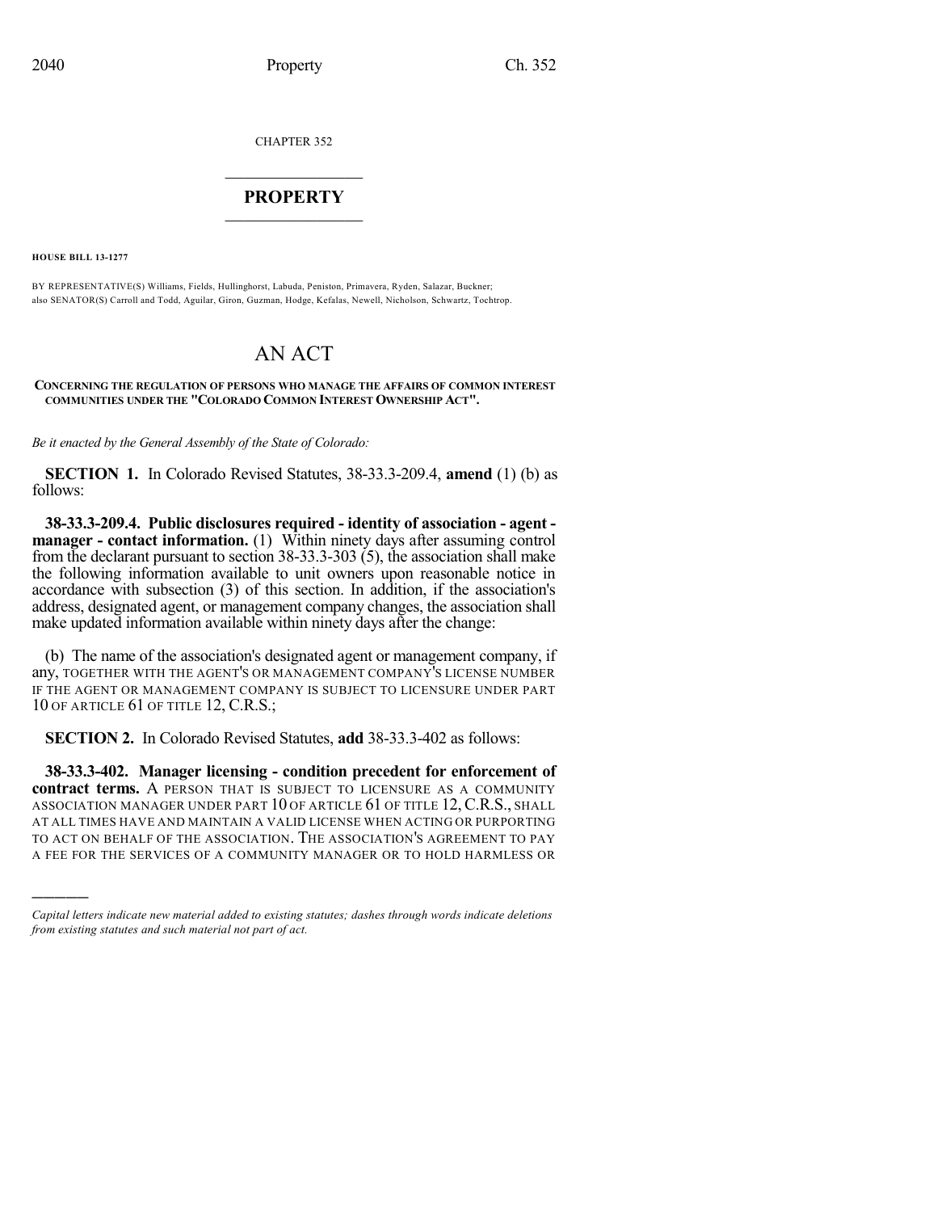CHAPTER 352

# PROPERTY

**HOUSE BILL 13-1277**

BY REPRESENTATIVE(S) Williams, Fields, Hullinghorst, Labuda, Peniston, Primavera, Ryden, Salazar, Buckner; also SENATOR(S) Carroll and Todd, Aguilar, Giron, Guzman, Hodge, Kefalas, Newell, Nicholson, Schwartz, Tochtrop.

# AN ACT

**CONCERNING THE REGULATION OF PERSONS WHO MANAGE THE AFFAIRS OF COMMON INTEREST COMMUNITIES UNDER THE "COLORADO COMMON INTEREST OWNERSHIP ACT".**

*Be it enacted by the General Assembly of the State of Colorado:*

**SECTION 1.** In Colorado Revised Statutes, 38-33.3-209.4, **amend** (1) (b) as follows:

**38-33.3-209.4. Public disclosures required - identity of association - agent - manager - contact information.** (1) Within ninety days after assuming control from the declarant pursuant to section 38-33.3-303 (5), the association shall make the following information available to unit owners upon reasonable notice in accordance with subsection (3) of this section. In addition, if the association's address, designated agent, or management company changes, the association shall make updated information available within ninety days after the change:

(b) The name of the association's designated agent or management company, if any, TOGETHER WITH THE AGENT'S OR MANAGEMENT COMPANY'S LICENSE NUMBER IF THE AGENT OR MANAGEMENT COMPANY IS SUBJECT TO LICENSURE UNDER PART 10 OF ARTICLE 61 OF TITLE 12, C.R.S.;

**SECTION 2.** In Colorado Revised Statutes, **add** 38-33.3-402 as follows:

**38-33.3-402. Manager licensing - condition precedent for enforcement of contract terms.** A PERSON THAT IS SUBJECT TO LICENSURE AS A COMMUNITY ASSOCIATION MANAGER UNDER PART 10 OF ARTICLE 61 OF TITLE 12, C.R.S., SHALL AT ALL TIMES HAVE AND MAINTAIN A VALID LICENSE WHEN ACTING OR PURPORTING TO ACT ON BEHALF OF THE ASSOCIATION. THE ASSOCIATION'S AGREEMENT TO PAY A FEE FOR THE SERVICES OF A COMMUNITY MANAGER OR TO HOLD HARMLESS OR

---

*Capital letters indicate new material added to existing statutes; dashes through words indicate deletions from existing statutes and such material not part of act.*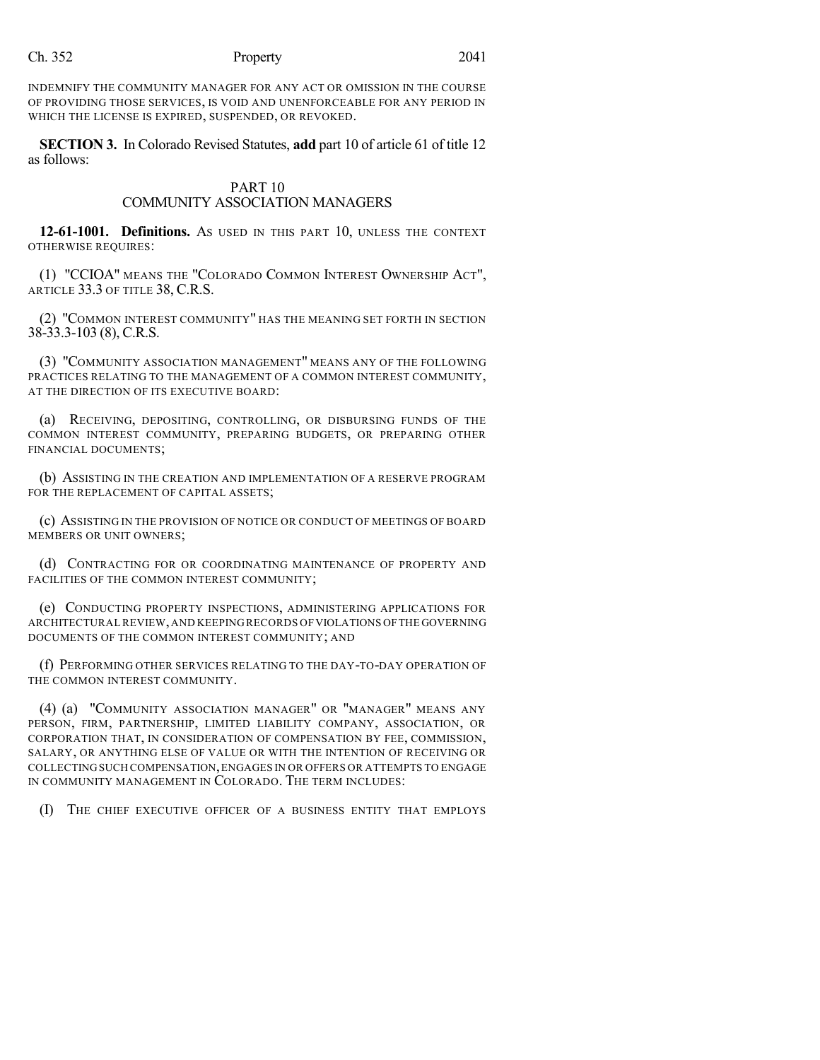INDEMNIFY THE COMMUNITY MANAGER FOR ANY ACT OR OMISSION IN THE COURSE OF PROVIDING THOSE SERVICES, IS VOID AND UNENFORCEABLE FOR ANY PERIOD IN WHICH THE LICENSE IS EXPIRED, SUSPENDED, OR REVOKED.

**SECTION 3.** In Colorado Revised Statutes, **add** part 10 of article 61 of title 12 as follows:

PART 10
COMMUNITY ASSOCIATION MANAGERS

**12-61-1001. Definitions.** AS USED IN THIS PART 10, UNLESS THE CONTEXT OTHERWISE REQUIRES:

(1) "CCIOA" MEANS THE "COLORADO COMMON INTEREST OWNERSHIP ACT", ARTICLE 33.3 OF TITLE 38, C.R.S.

(2) "COMMON INTEREST COMMUNITY" HAS THE MEANING SET FORTH IN SECTION 38-33.3-103 (8), C.R.S.

(3) "COMMUNITY ASSOCIATION MANAGEMENT" MEANS ANY OF THE FOLLOWING PRACTICES RELATING TO THE MANAGEMENT OF A COMMON INTEREST COMMUNITY, AT THE DIRECTION OF ITS EXECUTIVE BOARD:

(a) RECEIVING, DEPOSITING, CONTROLLING, OR DISBURSING FUNDS OF THE COMMON INTEREST COMMUNITY, PREPARING BUDGETS, OR PREPARING OTHER FINANCIAL DOCUMENTS;

(b) ASSISTING IN THE CREATION AND IMPLEMENTATION OF A RESERVE PROGRAM FOR THE REPLACEMENT OF CAPITAL ASSETS;

(c) ASSISTING IN THE PROVISION OF NOTICE OR CONDUCT OF MEETINGS OF BOARD MEMBERS OR UNIT OWNERS;

(d) CONTRACTING FOR OR COORDINATING MAINTENANCE OF PROPERTY AND FACILITIES OF THE COMMON INTEREST COMMUNITY;

(e) CONDUCTING PROPERTY INSPECTIONS, ADMINISTERING APPLICATIONS FOR ARCHITECTURAL REVIEW, AND KEEPING RECORDS OF VIOLATIONS OF THE GOVERNING DOCUMENTS OF THE COMMON INTEREST COMMUNITY; AND

(f) PERFORMING OTHER SERVICES RELATING TO THE DAY-TO-DAY OPERATION OF THE COMMON INTEREST COMMUNITY.

(4) (a) "COMMUNITY ASSOCIATION MANAGER" OR "MANAGER" MEANS ANY PERSON, FIRM, PARTNERSHIP, LIMITED LIABILITY COMPANY, ASSOCIATION, OR CORPORATION THAT, IN CONSIDERATION OF COMPENSATION BY FEE, COMMISSION, SALARY, OR ANYTHING ELSE OF VALUE OR WITH THE INTENTION OF RECEIVING OR COLLECTING SUCH COMPENSATION, ENGAGES IN OR OFFERS OR ATTEMPTS TO ENGAGE IN COMMUNITY MANAGEMENT IN COLORADO. THE TERM INCLUDES:

(I) THE CHIEF EXECUTIVE OFFICER OF A BUSINESS ENTITY THAT EMPLOYS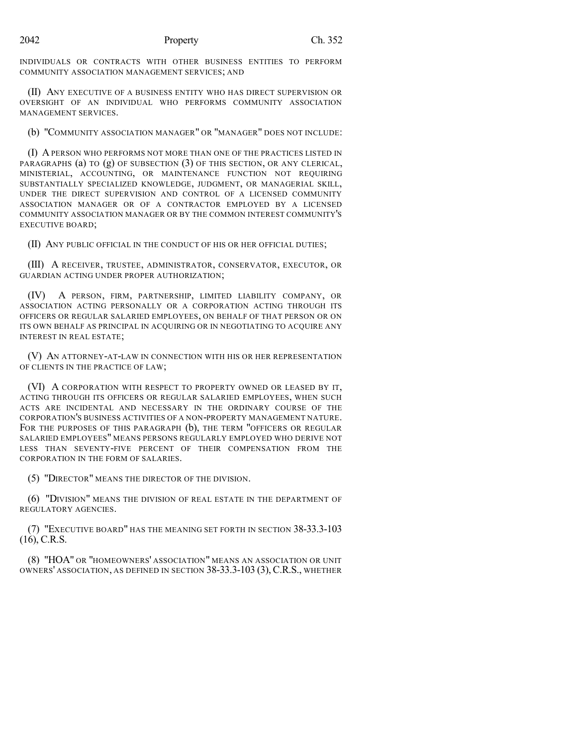INDIVIDUALS OR CONTRACTS WITH OTHER BUSINESS ENTITIES TO PERFORM COMMUNITY ASSOCIATION MANAGEMENT SERVICES; AND

(II) ANY EXECUTIVE OF A BUSINESS ENTITY WHO HAS DIRECT SUPERVISION OR OVERSIGHT OF AN INDIVIDUAL WHO PERFORMS COMMUNITY ASSOCIATION MANAGEMENT SERVICES.

(b) "COMMUNITY ASSOCIATION MANAGER" OR "MANAGER" DOES NOT INCLUDE:

(I) A PERSON WHO PERFORMS NOT MORE THAN ONE OF THE PRACTICES LISTED IN PARAGRAPHS (a) TO (g) OF SUBSECTION (3) OF THIS SECTION, OR ANY CLERICAL, MINISTERIAL, ACCOUNTING, OR MAINTENANCE FUNCTION NOT REQUIRING SUBSTANTIALLY SPECIALIZED KNOWLEDGE, JUDGMENT, OR MANAGERIAL SKILL, UNDER THE DIRECT SUPERVISION AND CONTROL OF A LICENSED COMMUNITY ASSOCIATION MANAGER OR OF A CONTRACTOR EMPLOYED BY A LICENSED COMMUNITY ASSOCIATION MANAGER OR BY THE COMMON INTEREST COMMUNITY'S EXECUTIVE BOARD;

(II) ANY PUBLIC OFFICIAL IN THE CONDUCT OF HIS OR HER OFFICIAL DUTIES;

(III) A RECEIVER, TRUSTEE, ADMINISTRATOR, CONSERVATOR, EXECUTOR, OR GUARDIAN ACTING UNDER PROPER AUTHORIZATION;

(IV) A PERSON, FIRM, PARTNERSHIP, LIMITED LIABILITY COMPANY, OR ASSOCIATION ACTING PERSONALLY OR A CORPORATION ACTING THROUGH ITS OFFICERS OR REGULAR SALARIED EMPLOYEES, ON BEHALF OF THAT PERSON OR ON ITS OWN BEHALF AS PRINCIPAL IN ACQUIRING OR IN NEGOTIATING TO ACQUIRE ANY INTEREST IN REAL ESTATE;

(V) AN ATTORNEY-AT-LAW IN CONNECTION WITH HIS OR HER REPRESENTATION OF CLIENTS IN THE PRACTICE OF LAW;

(VI) A CORPORATION WITH RESPECT TO PROPERTY OWNED OR LEASED BY IT, ACTING THROUGH ITS OFFICERS OR REGULAR SALARIED EMPLOYEES, WHEN SUCH ACTS ARE INCIDENTAL AND NECESSARY IN THE ORDINARY COURSE OF THE CORPORATION'S BUSINESS ACTIVITIES OF A NON-PROPERTY MANAGEMENT NATURE. FOR THE PURPOSES OF THIS PARAGRAPH (b), THE TERM "OFFICERS OR REGULAR SALARIED EMPLOYEES" MEANS PERSONS REGULARLY EMPLOYED WHO DERIVE NOT LESS THAN SEVENTY-FIVE PERCENT OF THEIR COMPENSATION FROM THE CORPORATION IN THE FORM OF SALARIES.

(5) "DIRECTOR" MEANS THE DIRECTOR OF THE DIVISION.

(6) "DIVISION" MEANS THE DIVISION OF REAL ESTATE IN THE DEPARTMENT OF REGULATORY AGENCIES.

(7) "EXECUTIVE BOARD" HAS THE MEANING SET FORTH IN SECTION 38-33.3-103 (16), C.R.S.

(8) "HOA" OR "HOMEOWNERS' ASSOCIATION" MEANS AN ASSOCIATION OR UNIT OWNERS' ASSOCIATION, AS DEFINED IN SECTION 38-33.3-103 (3), C.R.S., WHETHER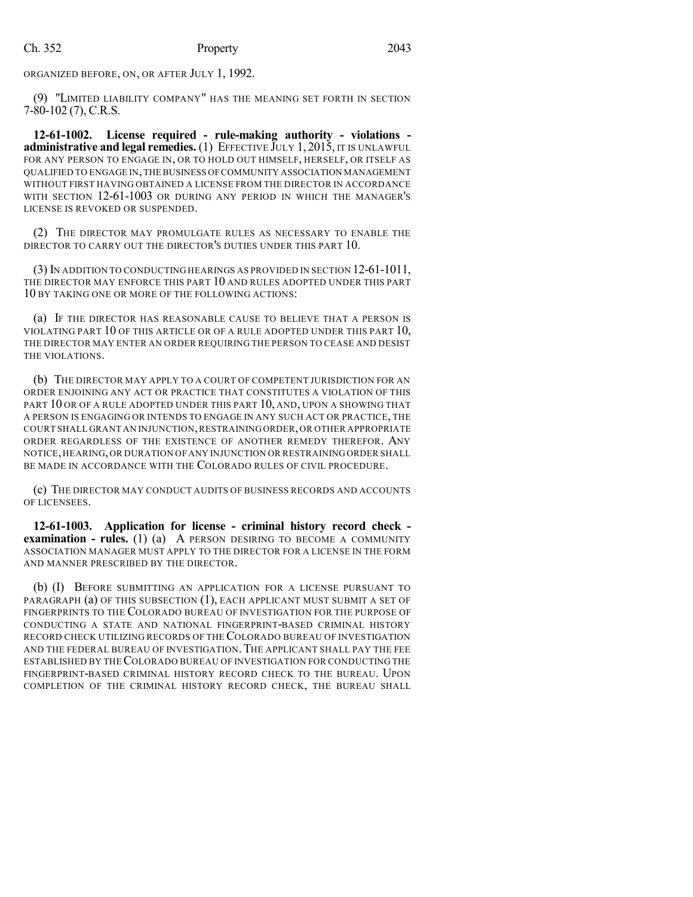ORGANIZED BEFORE, ON, OR AFTER JULY 1, 1992.

(9) "LIMITED LIABILITY COMPANY" HAS THE MEANING SET FORTH IN SECTION 7-80-102 (7), C.R.S.

**12-61-1002. License required - rule-making authority - violations - administrative and legal remedies.** (1) EFFECTIVE JULY 1, 2015, IT IS UNLAWFUL FOR ANY PERSON TO ENGAGE IN, OR TO HOLD OUT HIMSELF, HERSELF, OR ITSELF AS QUALIFIED TO ENGAGE IN, THE BUSINESS OF COMMUNITY ASSOCIATION MANAGEMENT WITHOUT FIRST HAVING OBTAINED A LICENSE FROM THE DIRECTOR IN ACCORDANCE WITH SECTION 12-61-1003 OR DURING ANY PERIOD IN WHICH THE MANAGER'S LICENSE IS REVOKED OR SUSPENDED.

(2) THE DIRECTOR MAY PROMULGATE RULES AS NECESSARY TO ENABLE THE DIRECTOR TO CARRY OUT THE DIRECTOR'S DUTIES UNDER THIS PART 10.

(3) IN ADDITION TO CONDUCTING HEARINGS AS PROVIDED IN SECTION 12-61-1011, THE DIRECTOR MAY ENFORCE THIS PART 10 AND RULES ADOPTED UNDER THIS PART 10 BY TAKING ONE OR MORE OF THE FOLLOWING ACTIONS:

(a) IF THE DIRECTOR HAS REASONABLE CAUSE TO BELIEVE THAT A PERSON IS VIOLATING PART 10 OF THIS ARTICLE OR OF A RULE ADOPTED UNDER THIS PART 10, THE DIRECTOR MAY ENTER AN ORDER REQUIRING THE PERSON TO CEASE AND DESIST THE VIOLATIONS.

(b) THE DIRECTOR MAY APPLY TO A COURT OF COMPETENT JURISDICTION FOR AN ORDER ENJOINING ANY ACT OR PRACTICE THAT CONSTITUTES A VIOLATION OF THIS PART 10 OR OF A RULE ADOPTED UNDER THIS PART 10, AND, UPON A SHOWING THAT A PERSON IS ENGAGING OR INTENDS TO ENGAGE IN ANY SUCH ACT OR PRACTICE, THE COURT SHALL GRANT AN INJUNCTION, RESTRAINING ORDER, OR OTHER APPROPRIATE ORDER REGARDLESS OF THE EXISTENCE OF ANOTHER REMEDY THEREFOR. ANY NOTICE, HEARING, OR DURATION OF ANY INJUNCTION OR RESTRAINING ORDER SHALL BE MADE IN ACCORDANCE WITH THE COLORADO RULES OF CIVIL PROCEDURE.

(c) THE DIRECTOR MAY CONDUCT AUDITS OF BUSINESS RECORDS AND ACCOUNTS OF LICENSEES.

**12-61-1003. Application for license - criminal history record check - examination - rules.** (1) (a) A PERSON DESIRING TO BECOME A COMMUNITY ASSOCIATION MANAGER MUST APPLY TO THE DIRECTOR FOR A LICENSE IN THE FORM AND MANNER PRESCRIBED BY THE DIRECTOR.

(b) (I) BEFORE SUBMITTING AN APPLICATION FOR A LICENSE PURSUANT TO PARAGRAPH (a) OF THIS SUBSECTION (1), EACH APPLICANT MUST SUBMIT A SET OF FINGERPRINTS TO THE COLORADO BUREAU OF INVESTIGATION FOR THE PURPOSE OF CONDUCTING A STATE AND NATIONAL FINGERPRINT-BASED CRIMINAL HISTORY RECORD CHECK UTILIZING RECORDS OF THE COLORADO BUREAU OF INVESTIGATION AND THE FEDERAL BUREAU OF INVESTIGATION. THE APPLICANT SHALL PAY THE FEE ESTABLISHED BY THE COLORADO BUREAU OF INVESTIGATION FOR CONDUCTING THE FINGERPRINT-BASED CRIMINAL HISTORY RECORD CHECK TO THE BUREAU. UPON COMPLETION OF THE CRIMINAL HISTORY RECORD CHECK, THE BUREAU SHALL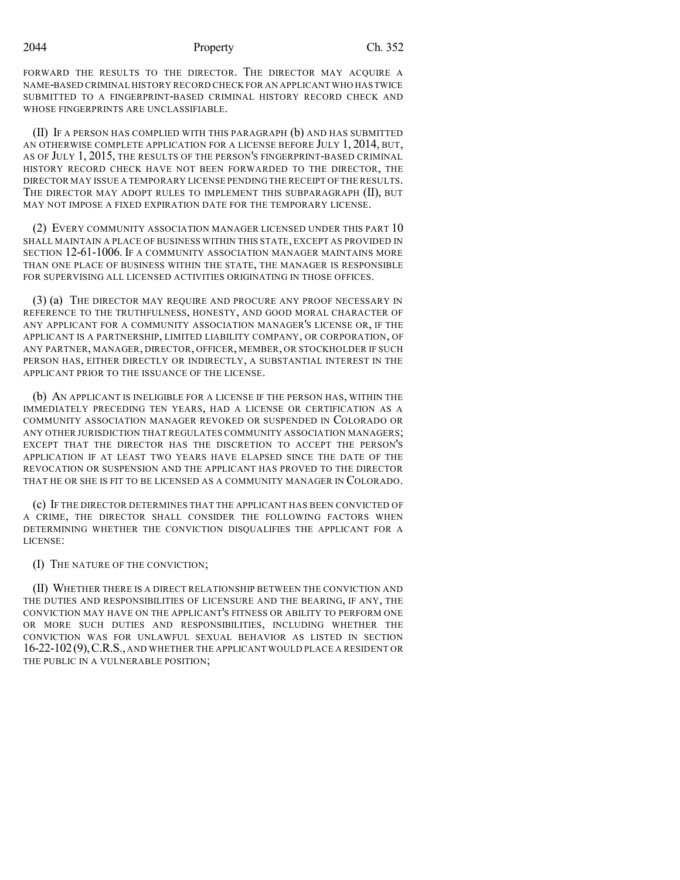FORWARD THE RESULTS TO THE DIRECTOR. THE DIRECTOR MAY ACQUIRE A NAME-BASED CRIMINAL HISTORY RECORD CHECK FOR AN APPLICANT WHO HAS TWICE SUBMITTED TO A FINGERPRINT-BASED CRIMINAL HISTORY RECORD CHECK AND WHOSE FINGERPRINTS ARE UNCLASSIFIABLE.

(II) IF A PERSON HAS COMPLIED WITH THIS PARAGRAPH (b) AND HAS SUBMITTED AN OTHERWISE COMPLETE APPLICATION FOR A LICENSE BEFORE JULY 1, 2014, BUT, AS OF JULY 1, 2015, THE RESULTS OF THE PERSON'S FINGERPRINT-BASED CRIMINAL HISTORY RECORD CHECK HAVE NOT BEEN FORWARDED TO THE DIRECTOR, THE DIRECTOR MAY ISSUE A TEMPORARY LICENSE PENDING THE RECEIPT OF THE RESULTS. THE DIRECTOR MAY ADOPT RULES TO IMPLEMENT THIS SUBPARAGRAPH (II), BUT MAY NOT IMPOSE A FIXED EXPIRATION DATE FOR THE TEMPORARY LICENSE.

(2) EVERY COMMUNITY ASSOCIATION MANAGER LICENSED UNDER THIS PART 10 SHALL MAINTAIN A PLACE OF BUSINESS WITHIN THIS STATE, EXCEPT AS PROVIDED IN SECTION 12-61-1006. IF A COMMUNITY ASSOCIATION MANAGER MAINTAINS MORE THAN ONE PLACE OF BUSINESS WITHIN THE STATE, THE MANAGER IS RESPONSIBLE FOR SUPERVISING ALL LICENSED ACTIVITIES ORIGINATING IN THOSE OFFICES.

(3) (a) THE DIRECTOR MAY REQUIRE AND PROCURE ANY PROOF NECESSARY IN REFERENCE TO THE TRUTHFULNESS, HONESTY, AND GOOD MORAL CHARACTER OF ANY APPLICANT FOR A COMMUNITY ASSOCIATION MANAGER'S LICENSE OR, IF THE APPLICANT IS A PARTNERSHIP, LIMITED LIABILITY COMPANY, OR CORPORATION, OF ANY PARTNER, MANAGER, DIRECTOR, OFFICER, MEMBER, OR STOCKHOLDER IF SUCH PERSON HAS, EITHER DIRECTLY OR INDIRECTLY, A SUBSTANTIAL INTEREST IN THE APPLICANT PRIOR TO THE ISSUANCE OF THE LICENSE.

(b) AN APPLICANT IS INELIGIBLE FOR A LICENSE IF THE PERSON HAS, WITHIN THE IMMEDIATELY PRECEDING TEN YEARS, HAD A LICENSE OR CERTIFICATION AS A COMMUNITY ASSOCIATION MANAGER REVOKED OR SUSPENDED IN COLORADO OR ANY OTHER JURISDICTION THAT REGULATES COMMUNITY ASSOCIATION MANAGERS; EXCEPT THAT THE DIRECTOR HAS THE DISCRETION TO ACCEPT THE PERSON'S APPLICATION IF AT LEAST TWO YEARS HAVE ELAPSED SINCE THE DATE OF THE REVOCATION OR SUSPENSION AND THE APPLICANT HAS PROVED TO THE DIRECTOR THAT HE OR SHE IS FIT TO BE LICENSED AS A COMMUNITY MANAGER IN COLORADO.

(c) IF THE DIRECTOR DETERMINES THAT THE APPLICANT HAS BEEN CONVICTED OF A CRIME, THE DIRECTOR SHALL CONSIDER THE FOLLOWING FACTORS WHEN DETERMINING WHETHER THE CONVICTION DISQUALIFIES THE APPLICANT FOR A LICENSE:

(I) THE NATURE OF THE CONVICTION;

(II) WHETHER THERE IS A DIRECT RELATIONSHIP BETWEEN THE CONVICTION AND THE DUTIES AND RESPONSIBILITIES OF LICENSURE AND THE BEARING, IF ANY, THE CONVICTION MAY HAVE ON THE APPLICANT'S FITNESS OR ABILITY TO PERFORM ONE OR MORE SUCH DUTIES AND RESPONSIBILITIES, INCLUDING WHETHER THE CONVICTION WAS FOR UNLAWFUL SEXUAL BEHAVIOR AS LISTED IN SECTION 16-22-102 (9), C.R.S., AND WHETHER THE APPLICANT WOULD PLACE A RESIDENT OR THE PUBLIC IN A VULNERABLE POSITION;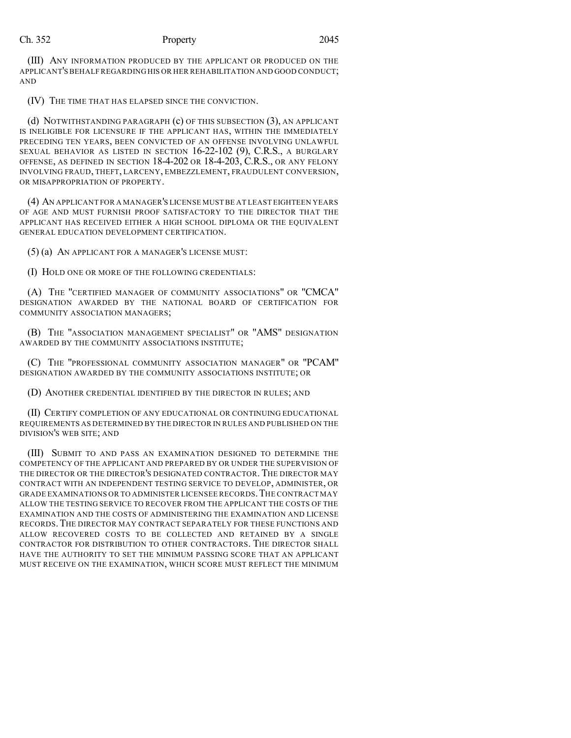(III) ANY INFORMATION PRODUCED BY THE APPLICANT OR PRODUCED ON THE APPLICANT'S BEHALF REGARDING HIS OR HER REHABILITATION AND GOOD CONDUCT; AND

(IV) THE TIME THAT HAS ELAPSED SINCE THE CONVICTION.

(d) NOTWITHSTANDING PARAGRAPH (c) OF THIS SUBSECTION (3), AN APPLICANT IS INELIGIBLE FOR LICENSURE IF THE APPLICANT HAS, WITHIN THE IMMEDIATELY PRECEDING TEN YEARS, BEEN CONVICTED OF AN OFFENSE INVOLVING UNLAWFUL SEXUAL BEHAVIOR AS LISTED IN SECTION 16-22-102 (9), C.R.S., A BURGLARY OFFENSE, AS DEFINED IN SECTION 18-4-202 OR 18-4-203, C.R.S., OR ANY FELONY INVOLVING FRAUD, THEFT, LARCENY, EMBEZZLEMENT, FRAUDULENT CONVERSION, OR MISAPPROPRIATION OF PROPERTY.

(4) AN APPLICANT FOR A MANAGER'S LICENSE MUST BE AT LEAST EIGHTEEN YEARS OF AGE AND MUST FURNISH PROOF SATISFACTORY TO THE DIRECTOR THAT THE APPLICANT HAS RECEIVED EITHER A HIGH SCHOOL DIPLOMA OR THE EQUIVALENT GENERAL EDUCATION DEVELOPMENT CERTIFICATION.

(5) (a) AN APPLICANT FOR A MANAGER'S LICENSE MUST:

(I) HOLD ONE OR MORE OF THE FOLLOWING CREDENTIALS:

(A) THE "CERTIFIED MANAGER OF COMMUNITY ASSOCIATIONS" OR "CMCA" DESIGNATION AWARDED BY THE NATIONAL BOARD OF CERTIFICATION FOR COMMUNITY ASSOCIATION MANAGERS;

(B) THE "ASSOCIATION MANAGEMENT SPECIALIST" OR "AMS" DESIGNATION AWARDED BY THE COMMUNITY ASSOCIATIONS INSTITUTE;

(C) THE "PROFESSIONAL COMMUNITY ASSOCIATION MANAGER" OR "PCAM" DESIGNATION AWARDED BY THE COMMUNITY ASSOCIATIONS INSTITUTE; OR

(D) ANOTHER CREDENTIAL IDENTIFIED BY THE DIRECTOR IN RULES; AND

(II) CERTIFY COMPLETION OF ANY EDUCATIONAL OR CONTINUING EDUCATIONAL REQUIREMENTS AS DETERMINED BY THE DIRECTOR IN RULES AND PUBLISHED ON THE DIVISION'S WEB SITE; AND

(III) SUBMIT TO AND PASS AN EXAMINATION DESIGNED TO DETERMINE THE COMPETENCY OF THE APPLICANT AND PREPARED BY OR UNDER THE SUPERVISION OF THE DIRECTOR OR THE DIRECTOR'S DESIGNATED CONTRACTOR. THE DIRECTOR MAY CONTRACT WITH AN INDEPENDENT TESTING SERVICE TO DEVELOP, ADMINISTER, OR GRADE EXAMINATIONS OR TO ADMINISTER LICENSEE RECORDS. THE CONTRACT MAY ALLOW THE TESTING SERVICE TO RECOVER FROM THE APPLICANT THE COSTS OF THE EXAMINATION AND THE COSTS OF ADMINISTERING THE EXAMINATION AND LICENSE RECORDS. THE DIRECTOR MAY CONTRACT SEPARATELY FOR THESE FUNCTIONS AND ALLOW RECOVERED COSTS TO BE COLLECTED AND RETAINED BY A SINGLE CONTRACTOR FOR DISTRIBUTION TO OTHER CONTRACTORS. THE DIRECTOR SHALL HAVE THE AUTHORITY TO SET THE MINIMUM PASSING SCORE THAT AN APPLICANT MUST RECEIVE ON THE EXAMINATION, WHICH SCORE MUST REFLECT THE MINIMUM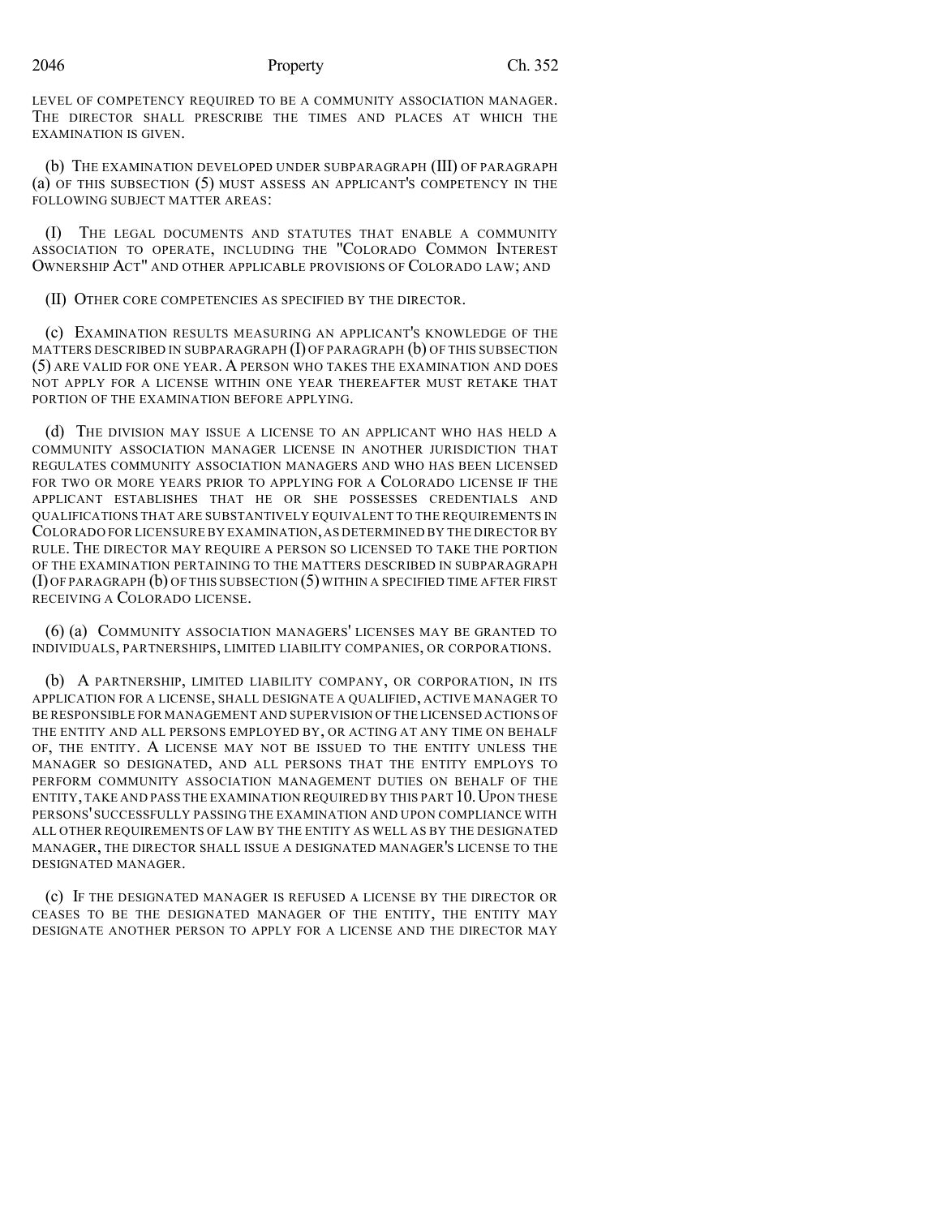LEVEL OF COMPETENCY REQUIRED TO BE A COMMUNITY ASSOCIATION MANAGER. THE DIRECTOR SHALL PRESCRIBE THE TIMES AND PLACES AT WHICH THE EXAMINATION IS GIVEN.

(b) THE EXAMINATION DEVELOPED UNDER SUBPARAGRAPH (III) OF PARAGRAPH (a) OF THIS SUBSECTION (5) MUST ASSESS AN APPLICANT'S COMPETENCY IN THE FOLLOWING SUBJECT MATTER AREAS:

(I) THE LEGAL DOCUMENTS AND STATUTES THAT ENABLE A COMMUNITY ASSOCIATION TO OPERATE, INCLUDING THE "COLORADO COMMON INTEREST OWNERSHIP ACT" AND OTHER APPLICABLE PROVISIONS OF COLORADO LAW; AND

(II) OTHER CORE COMPETENCIES AS SPECIFIED BY THE DIRECTOR.

(c) EXAMINATION RESULTS MEASURING AN APPLICANT'S KNOWLEDGE OF THE MATTERS DESCRIBED IN SUBPARAGRAPH (I) OF PARAGRAPH (b) OF THIS SUBSECTION (5) ARE VALID FOR ONE YEAR. A PERSON WHO TAKES THE EXAMINATION AND DOES NOT APPLY FOR A LICENSE WITHIN ONE YEAR THEREAFTER MUST RETAKE THAT PORTION OF THE EXAMINATION BEFORE APPLYING.

(d) THE DIVISION MAY ISSUE A LICENSE TO AN APPLICANT WHO HAS HELD A COMMUNITY ASSOCIATION MANAGER LICENSE IN ANOTHER JURISDICTION THAT REGULATES COMMUNITY ASSOCIATION MANAGERS AND WHO HAS BEEN LICENSED FOR TWO OR MORE YEARS PRIOR TO APPLYING FOR A COLORADO LICENSE IF THE APPLICANT ESTABLISHES THAT HE OR SHE POSSESSES CREDENTIALS AND QUALIFICATIONS THAT ARE SUBSTANTIVELY EQUIVALENT TO THE REQUIREMENTS IN COLORADO FOR LICENSURE BY EXAMINATION, AS DETERMINED BY THE DIRECTOR BY RULE. THE DIRECTOR MAY REQUIRE A PERSON SO LICENSED TO TAKE THE PORTION OF THE EXAMINATION PERTAINING TO THE MATTERS DESCRIBED IN SUBPARAGRAPH (I) OF PARAGRAPH (b) OF THIS SUBSECTION (5) WITHIN A SPECIFIED TIME AFTER FIRST RECEIVING A COLORADO LICENSE.

(6) (a) COMMUNITY ASSOCIATION MANAGERS' LICENSES MAY BE GRANTED TO INDIVIDUALS, PARTNERSHIPS, LIMITED LIABILITY COMPANIES, OR CORPORATIONS.

(b) A PARTNERSHIP, LIMITED LIABILITY COMPANY, OR CORPORATION, IN ITS APPLICATION FOR A LICENSE, SHALL DESIGNATE A QUALIFIED, ACTIVE MANAGER TO BE RESPONSIBLE FOR MANAGEMENT AND SUPERVISION OF THE LICENSED ACTIONS OF THE ENTITY AND ALL PERSONS EMPLOYED BY, OR ACTING AT ANY TIME ON BEHALF OF, THE ENTITY. A LICENSE MAY NOT BE ISSUED TO THE ENTITY UNLESS THE MANAGER SO DESIGNATED, AND ALL PERSONS THAT THE ENTITY EMPLOYS TO PERFORM COMMUNITY ASSOCIATION MANAGEMENT DUTIES ON BEHALF OF THE ENTITY, TAKE AND PASS THE EXAMINATION REQUIRED BY THIS PART 10. UPON THESE PERSONS' SUCCESSFULLY PASSING THE EXAMINATION AND UPON COMPLIANCE WITH ALL OTHER REQUIREMENTS OF LAW BY THE ENTITY AS WELL AS BY THE DESIGNATED MANAGER, THE DIRECTOR SHALL ISSUE A DESIGNATED MANAGER'S LICENSE TO THE DESIGNATED MANAGER.

(c) IF THE DESIGNATED MANAGER IS REFUSED A LICENSE BY THE DIRECTOR OR CEASES TO BE THE DESIGNATED MANAGER OF THE ENTITY, THE ENTITY MAY DESIGNATE ANOTHER PERSON TO APPLY FOR A LICENSE AND THE DIRECTOR MAY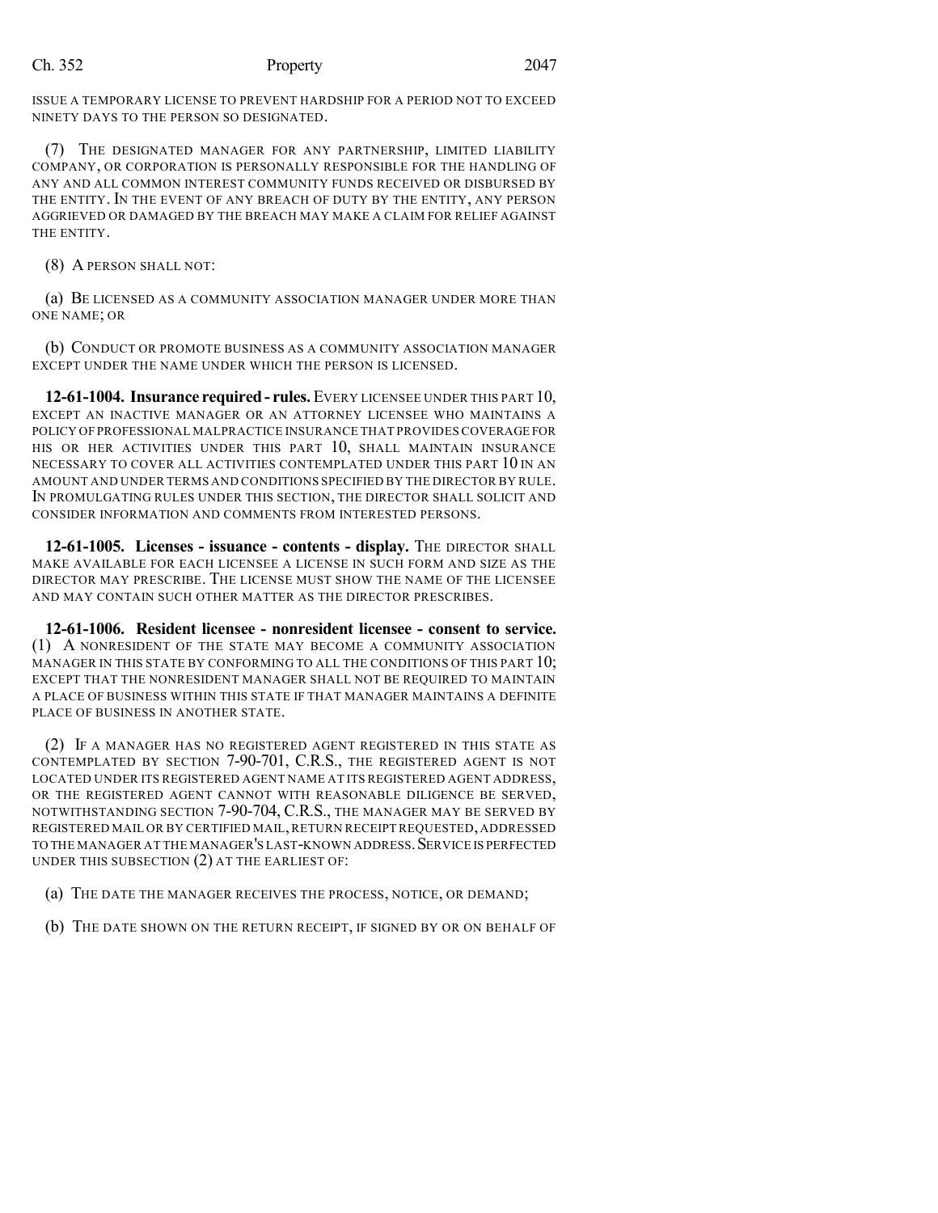ISSUE A TEMPORARY LICENSE TO PREVENT HARDSHIP FOR A PERIOD NOT TO EXCEED NINETY DAYS TO THE PERSON SO DESIGNATED.

(7) THE DESIGNATED MANAGER FOR ANY PARTNERSHIP, LIMITED LIABILITY COMPANY, OR CORPORATION IS PERSONALLY RESPONSIBLE FOR THE HANDLING OF ANY AND ALL COMMON INTEREST COMMUNITY FUNDS RECEIVED OR DISBURSED BY THE ENTITY. IN THE EVENT OF ANY BREACH OF DUTY BY THE ENTITY, ANY PERSON AGGRIEVED OR DAMAGED BY THE BREACH MAY MAKE A CLAIM FOR RELIEF AGAINST THE ENTITY.

(8) A PERSON SHALL NOT:

(a) BE LICENSED AS A COMMUNITY ASSOCIATION MANAGER UNDER MORE THAN ONE NAME; OR

(b) CONDUCT OR PROMOTE BUSINESS AS A COMMUNITY ASSOCIATION MANAGER EXCEPT UNDER THE NAME UNDER WHICH THE PERSON IS LICENSED.

**12-61-1004. Insurance required - rules.** EVERY LICENSEE UNDER THIS PART 10, EXCEPT AN INACTIVE MANAGER OR AN ATTORNEY LICENSEE WHO MAINTAINS A POLICY OF PROFESSIONAL MALPRACTICE INSURANCE THAT PROVIDES COVERAGE FOR HIS OR HER ACTIVITIES UNDER THIS PART 10, SHALL MAINTAIN INSURANCE NECESSARY TO COVER ALL ACTIVITIES CONTEMPLATED UNDER THIS PART 10 IN AN AMOUNT AND UNDER TERMS AND CONDITIONS SPECIFIED BY THE DIRECTOR BY RULE. IN PROMULGATING RULES UNDER THIS SECTION, THE DIRECTOR SHALL SOLICIT AND CONSIDER INFORMATION AND COMMENTS FROM INTERESTED PERSONS.

**12-61-1005. Licenses - issuance - contents - display.** THE DIRECTOR SHALL MAKE AVAILABLE FOR EACH LICENSEE A LICENSE IN SUCH FORM AND SIZE AS THE DIRECTOR MAY PRESCRIBE. THE LICENSE MUST SHOW THE NAME OF THE LICENSEE AND MAY CONTAIN SUCH OTHER MATTER AS THE DIRECTOR PRESCRIBES.

**12-61-1006. Resident licensee - nonresident licensee - consent to service.** (1) A NONRESIDENT OF THE STATE MAY BECOME A COMMUNITY ASSOCIATION MANAGER IN THIS STATE BY CONFORMING TO ALL THE CONDITIONS OF THIS PART 10; EXCEPT THAT THE NONRESIDENT MANAGER SHALL NOT BE REQUIRED TO MAINTAIN A PLACE OF BUSINESS WITHIN THIS STATE IF THAT MANAGER MAINTAINS A DEFINITE PLACE OF BUSINESS IN ANOTHER STATE.

(2) IF A MANAGER HAS NO REGISTERED AGENT REGISTERED IN THIS STATE AS CONTEMPLATED BY SECTION 7-90-701, C.R.S., THE REGISTERED AGENT IS NOT LOCATED UNDER ITS REGISTERED AGENT NAME AT ITS REGISTERED AGENT ADDRESS, OR THE REGISTERED AGENT CANNOT WITH REASONABLE DILIGENCE BE SERVED, NOTWITHSTANDING SECTION 7-90-704, C.R.S., THE MANAGER MAY BE SERVED BY REGISTERED MAIL OR BY CERTIFIED MAIL, RETURN RECEIPT REQUESTED, ADDRESSED TO THE MANAGER AT THE MANAGER'S LAST-KNOWN ADDRESS. SERVICE IS PERFECTED UNDER THIS SUBSECTION (2) AT THE EARLIEST OF:

(a) THE DATE THE MANAGER RECEIVES THE PROCESS, NOTICE, OR DEMAND;

(b) THE DATE SHOWN ON THE RETURN RECEIPT, IF SIGNED BY OR ON BEHALF OF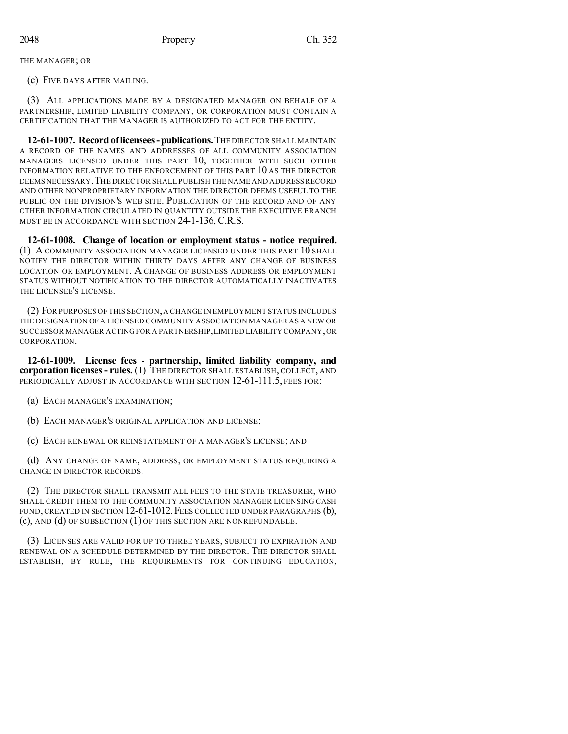THE MANAGER; OR

(c) FIVE DAYS AFTER MAILING.

(3) ALL APPLICATIONS MADE BY A DESIGNATED MANAGER ON BEHALF OF A PARTNERSHIP, LIMITED LIABILITY COMPANY, OR CORPORATION MUST CONTAIN A CERTIFICATION THAT THE MANAGER IS AUTHORIZED TO ACT FOR THE ENTITY.

**12-61-1007. Record of licensees - publications.** THE DIRECTOR SHALL MAINTAIN A RECORD OF THE NAMES AND ADDRESSES OF ALL COMMUNITY ASSOCIATION MANAGERS LICENSED UNDER THIS PART 10, TOGETHER WITH SUCH OTHER INFORMATION RELATIVE TO THE ENFORCEMENT OF THIS PART 10 AS THE DIRECTOR DEEMS NECESSARY. THE DIRECTOR SHALL PUBLISH THE NAME AND ADDRESS RECORD AND OTHER NONPROPRIETARY INFORMATION THE DIRECTOR DEEMS USEFUL TO THE PUBLIC ON THE DIVISION'S WEB SITE. PUBLICATION OF THE RECORD AND OF ANY OTHER INFORMATION CIRCULATED IN QUANTITY OUTSIDE THE EXECUTIVE BRANCH MUST BE IN ACCORDANCE WITH SECTION 24-1-136, C.R.S.

**12-61-1008. Change of location or employment status - notice required.** (1) A COMMUNITY ASSOCIATION MANAGER LICENSED UNDER THIS PART 10 SHALL NOTIFY THE DIRECTOR WITHIN THIRTY DAYS AFTER ANY CHANGE OF BUSINESS LOCATION OR EMPLOYMENT. A CHANGE OF BUSINESS ADDRESS OR EMPLOYMENT STATUS WITHOUT NOTIFICATION TO THE DIRECTOR AUTOMATICALLY INACTIVATES THE LICENSEE'S LICENSE.

(2) FOR PURPOSES OF THIS SECTION, A CHANGE IN EMPLOYMENT STATUS INCLUDES THE DESIGNATION OF A LICENSED COMMUNITY ASSOCIATION MANAGER AS A NEW OR SUCCESSOR MANAGER ACTING FOR A PARTNERSHIP, LIMITED LIABILITY COMPANY, OR CORPORATION.

**12-61-1009. License fees - partnership, limited liability company, and corporation licenses - rules.** (1) THE DIRECTOR SHALL ESTABLISH, COLLECT, AND PERIODICALLY ADJUST IN ACCORDANCE WITH SECTION 12-61-111.5, FEES FOR:

(a) EACH MANAGER'S EXAMINATION;

(b) EACH MANAGER'S ORIGINAL APPLICATION AND LICENSE;

(c) EACH RENEWAL OR REINSTATEMENT OF A MANAGER'S LICENSE; AND

(d) ANY CHANGE OF NAME, ADDRESS, OR EMPLOYMENT STATUS REQUIRING A CHANGE IN DIRECTOR RECORDS.

(2) THE DIRECTOR SHALL TRANSMIT ALL FEES TO THE STATE TREASURER, WHO SHALL CREDIT THEM TO THE COMMUNITY ASSOCIATION MANAGER LICENSING CASH FUND, CREATED IN SECTION 12-61-1012. FEES COLLECTED UNDER PARAGRAPHS (b), (c), AND (d) OF SUBSECTION (1) OF THIS SECTION ARE NONREFUNDABLE.

(3) LICENSES ARE VALID FOR UP TO THREE YEARS, SUBJECT TO EXPIRATION AND RENEWAL ON A SCHEDULE DETERMINED BY THE DIRECTOR. THE DIRECTOR SHALL ESTABLISH, BY RULE, THE REQUIREMENTS FOR CONTINUING EDUCATION,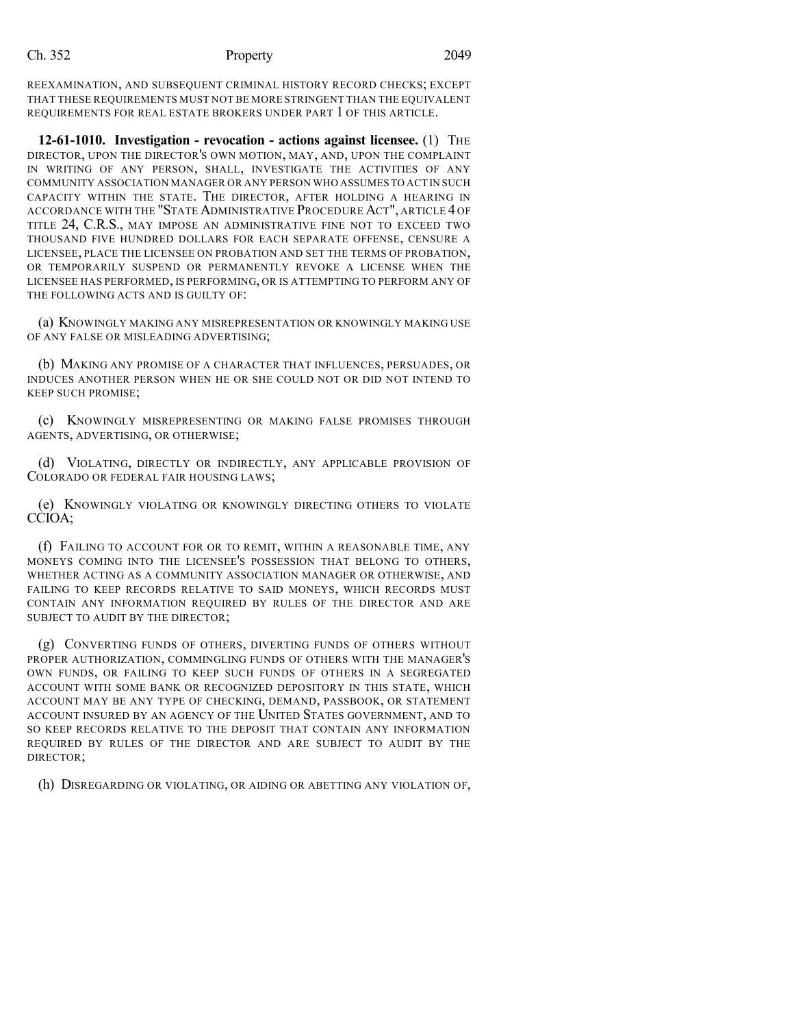REEXAMINATION, AND SUBSEQUENT CRIMINAL HISTORY RECORD CHECKS; EXCEPT THAT THESE REQUIREMENTS MUST NOT BE MORE STRINGENT THAN THE EQUIVALENT REQUIREMENTS FOR REAL ESTATE BROKERS UNDER PART 1 OF THIS ARTICLE.

**12-61-1010. Investigation - revocation - actions against licensee.** (1) THE DIRECTOR, UPON THE DIRECTOR'S OWN MOTION, MAY, AND, UPON THE COMPLAINT IN WRITING OF ANY PERSON, SHALL, INVESTIGATE THE ACTIVITIES OF ANY COMMUNITY ASSOCIATION MANAGER OR ANY PERSON WHO ASSUMES TO ACT IN SUCH CAPACITY WITHIN THE STATE. THE DIRECTOR, AFTER HOLDING A HEARING IN ACCORDANCE WITH THE "STATE ADMINISTRATIVE PROCEDURE ACT", ARTICLE 4 OF TITLE 24, C.R.S., MAY IMPOSE AN ADMINISTRATIVE FINE NOT TO EXCEED TWO THOUSAND FIVE HUNDRED DOLLARS FOR EACH SEPARATE OFFENSE, CENSURE A LICENSEE, PLACE THE LICENSEE ON PROBATION AND SET THE TERMS OF PROBATION, OR TEMPORARILY SUSPEND OR PERMANENTLY REVOKE A LICENSE WHEN THE LICENSEE HAS PERFORMED, IS PERFORMING, OR IS ATTEMPTING TO PERFORM ANY OF THE FOLLOWING ACTS AND IS GUILTY OF:

(a) KNOWINGLY MAKING ANY MISREPRESENTATION OR KNOWINGLY MAKING USE OF ANY FALSE OR MISLEADING ADVERTISING;

(b) MAKING ANY PROMISE OF A CHARACTER THAT INFLUENCES, PERSUADES, OR INDUCES ANOTHER PERSON WHEN HE OR SHE COULD NOT OR DID NOT INTEND TO KEEP SUCH PROMISE;

(c) KNOWINGLY MISREPRESENTING OR MAKING FALSE PROMISES THROUGH AGENTS, ADVERTISING, OR OTHERWISE;

(d) VIOLATING, DIRECTLY OR INDIRECTLY, ANY APPLICABLE PROVISION OF COLORADO OR FEDERAL FAIR HOUSING LAWS;

(e) KNOWINGLY VIOLATING OR KNOWINGLY DIRECTING OTHERS TO VIOLATE CCIOA;

(f) FAILING TO ACCOUNT FOR OR TO REMIT, WITHIN A REASONABLE TIME, ANY MONEYS COMING INTO THE LICENSEE'S POSSESSION THAT BELONG TO OTHERS, WHETHER ACTING AS A COMMUNITY ASSOCIATION MANAGER OR OTHERWISE, AND FAILING TO KEEP RECORDS RELATIVE TO SAID MONEYS, WHICH RECORDS MUST CONTAIN ANY INFORMATION REQUIRED BY RULES OF THE DIRECTOR AND ARE SUBJECT TO AUDIT BY THE DIRECTOR;

(g) CONVERTING FUNDS OF OTHERS, DIVERTING FUNDS OF OTHERS WITHOUT PROPER AUTHORIZATION, COMMINGLING FUNDS OF OTHERS WITH THE MANAGER'S OWN FUNDS, OR FAILING TO KEEP SUCH FUNDS OF OTHERS IN A SEGREGATED ACCOUNT WITH SOME BANK OR RECOGNIZED DEPOSITORY IN THIS STATE, WHICH ACCOUNT MAY BE ANY TYPE OF CHECKING, DEMAND, PASSBOOK, OR STATEMENT ACCOUNT INSURED BY AN AGENCY OF THE UNITED STATES GOVERNMENT, AND TO SO KEEP RECORDS RELATIVE TO THE DEPOSIT THAT CONTAIN ANY INFORMATION REQUIRED BY RULES OF THE DIRECTOR AND ARE SUBJECT TO AUDIT BY THE DIRECTOR;

(h) DISREGARDING OR VIOLATING, OR AIDING OR ABETTING ANY VIOLATION OF,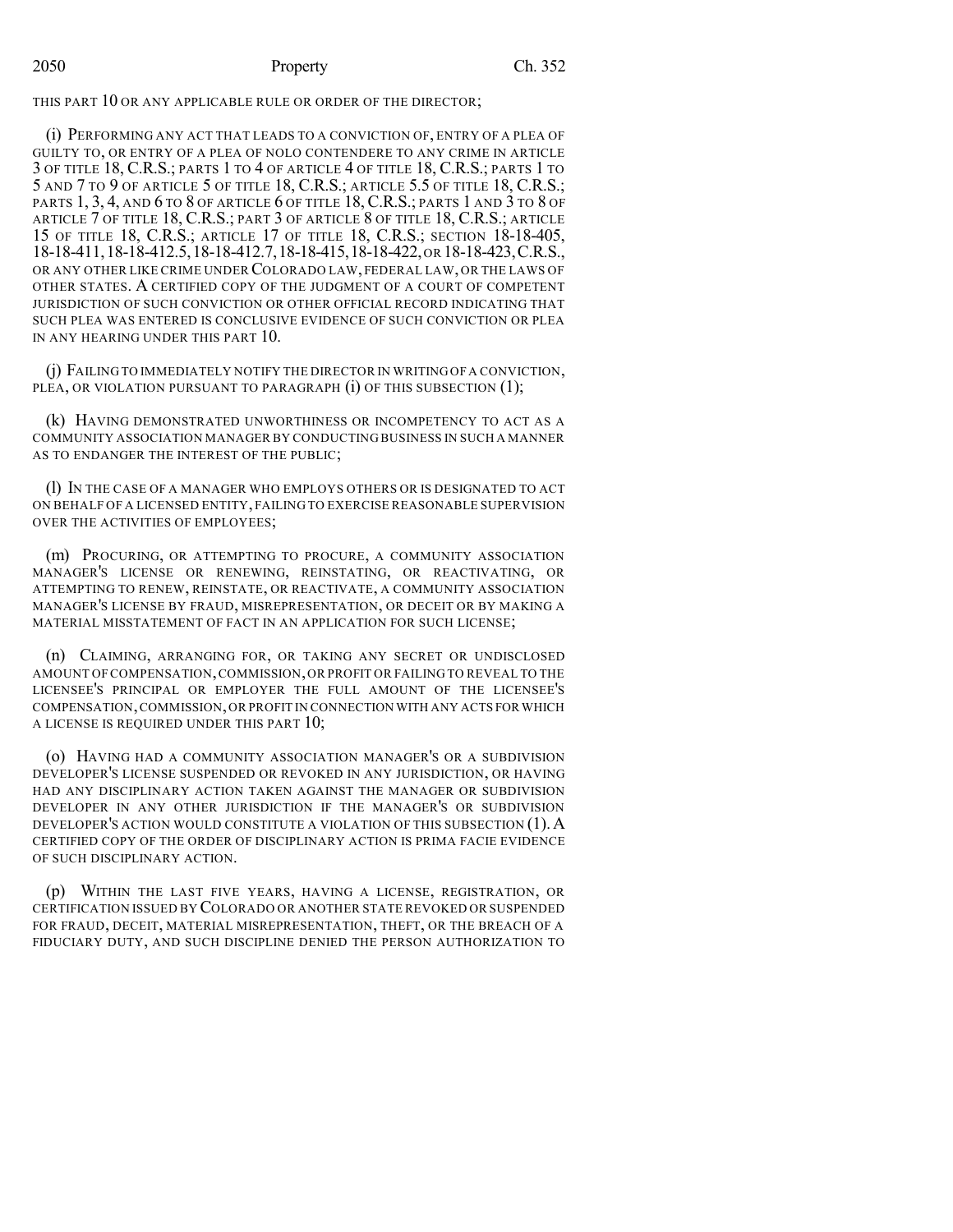THIS PART 10 OR ANY APPLICABLE RULE OR ORDER OF THE DIRECTOR;

(i) PERFORMING ANY ACT THAT LEADS TO A CONVICTION OF, ENTRY OF A PLEA OF GUILTY TO, OR ENTRY OF A PLEA OF NOLO CONTENDERE TO ANY CRIME IN ARTICLE 3 OF TITLE 18, C.R.S.; PARTS 1 TO 4 OF ARTICLE 4 OF TITLE 18, C.R.S.; PARTS 1 TO 5 AND 7 TO 9 OF ARTICLE 5 OF TITLE 18, C.R.S.; ARTICLE 5.5 OF TITLE 18, C.R.S.; PARTS 1, 3, 4, AND 6 TO 8 OF ARTICLE 6 OF TITLE 18, C.R.S.; PARTS 1 AND 3 TO 8 OF ARTICLE 7 OF TITLE 18, C.R.S.; PART 3 OF ARTICLE 8 OF TITLE 18, C.R.S.; ARTICLE 15 OF TITLE 18, C.R.S.; ARTICLE 17 OF TITLE 18, C.R.S.; SECTION 18-18-405, 18-18-411, 18-18-412.5, 18-18-412.7, 18-18-415, 18-18-422, OR 18-18-423, C.R.S., OR ANY OTHER LIKE CRIME UNDER COLORADO LAW, FEDERAL LAW, OR THE LAWS OF OTHER STATES. A CERTIFIED COPY OF THE JUDGMENT OF A COURT OF COMPETENT JURISDICTION OF SUCH CONVICTION OR OTHER OFFICIAL RECORD INDICATING THAT SUCH PLEA WAS ENTERED IS CONCLUSIVE EVIDENCE OF SUCH CONVICTION OR PLEA IN ANY HEARING UNDER THIS PART 10.

(j) FAILING TO IMMEDIATELY NOTIFY THE DIRECTOR IN WRITING OF A CONVICTION, PLEA, OR VIOLATION PURSUANT TO PARAGRAPH (i) OF THIS SUBSECTION (1);

(k) HAVING DEMONSTRATED UNWORTHINESS OR INCOMPETENCY TO ACT AS A COMMUNITY ASSOCIATION MANAGER BY CONDUCTING BUSINESS IN SUCH A MANNER AS TO ENDANGER THE INTEREST OF THE PUBLIC;

(l) IN THE CASE OF A MANAGER WHO EMPLOYS OTHERS OR IS DESIGNATED TO ACT ON BEHALF OF A LICENSED ENTITY, FAILING TO EXERCISE REASONABLE SUPERVISION OVER THE ACTIVITIES OF EMPLOYEES;

(m) PROCURING, OR ATTEMPTING TO PROCURE, A COMMUNITY ASSOCIATION MANAGER'S LICENSE OR RENEWING, REINSTATING, OR REACTIVATING, OR ATTEMPTING TO RENEW, REINSTATE, OR REACTIVATE, A COMMUNITY ASSOCIATION MANAGER'S LICENSE BY FRAUD, MISREPRESENTATION, OR DECEIT OR BY MAKING A MATERIAL MISSTATEMENT OF FACT IN AN APPLICATION FOR SUCH LICENSE;

(n) CLAIMING, ARRANGING FOR, OR TAKING ANY SECRET OR UNDISCLOSED AMOUNT OF COMPENSATION, COMMISSION, OR PROFIT OR FAILING TO REVEAL TO THE LICENSEE'S PRINCIPAL OR EMPLOYER THE FULL AMOUNT OF THE LICENSEE'S COMPENSATION, COMMISSION, OR PROFIT IN CONNECTION WITH ANY ACTS FOR WHICH A LICENSE IS REQUIRED UNDER THIS PART 10;

(o) HAVING HAD A COMMUNITY ASSOCIATION MANAGER'S OR A SUBDIVISION DEVELOPER'S LICENSE SUSPENDED OR REVOKED IN ANY JURISDICTION, OR HAVING HAD ANY DISCIPLINARY ACTION TAKEN AGAINST THE MANAGER OR SUBDIVISION DEVELOPER IN ANY OTHER JURISDICTION IF THE MANAGER'S OR SUBDIVISION DEVELOPER'S ACTION WOULD CONSTITUTE A VIOLATION OF THIS SUBSECTION (1). A CERTIFIED COPY OF THE ORDER OF DISCIPLINARY ACTION IS PRIMA FACIE EVIDENCE OF SUCH DISCIPLINARY ACTION.

(p) WITHIN THE LAST FIVE YEARS, HAVING A LICENSE, REGISTRATION, OR CERTIFICATION ISSUED BY COLORADO OR ANOTHER STATE REVOKED OR SUSPENDED FOR FRAUD, DECEIT, MATERIAL MISREPRESENTATION, THEFT, OR THE BREACH OF A FIDUCIARY DUTY, AND SUCH DISCIPLINE DENIED THE PERSON AUTHORIZATION TO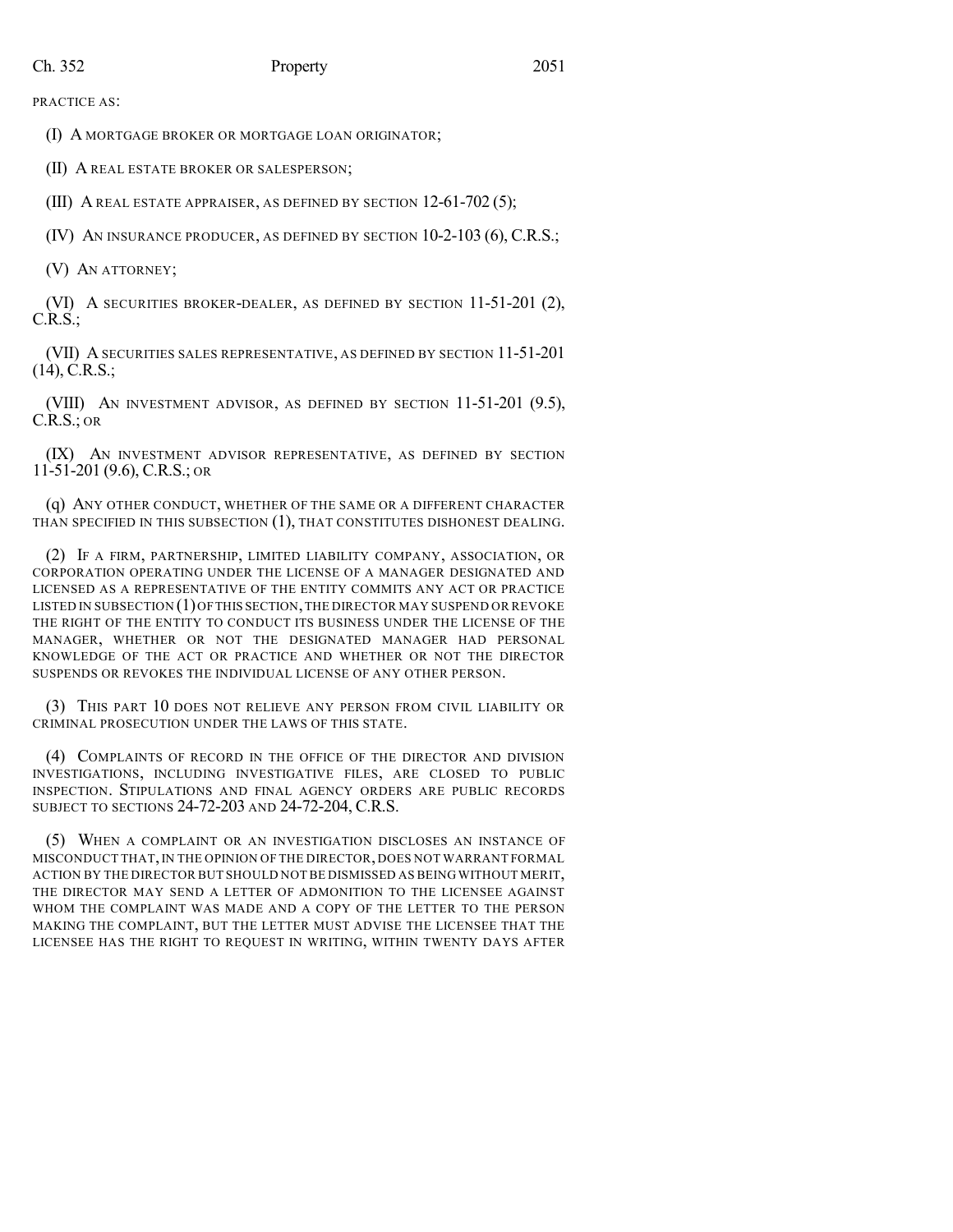PRACTICE AS:

(I) A MORTGAGE BROKER OR MORTGAGE LOAN ORIGINATOR;

(II) A REAL ESTATE BROKER OR SALESPERSON;

(III) A REAL ESTATE APPRAISER, AS DEFINED BY SECTION 12-61-702 (5);

(IV) AN INSURANCE PRODUCER, AS DEFINED BY SECTION 10-2-103 (6), C.R.S.;

(V) AN ATTORNEY;

(VI) A SECURITIES BROKER-DEALER, AS DEFINED BY SECTION 11-51-201 (2), C.R.S.;

(VII) A SECURITIES SALES REPRESENTATIVE, AS DEFINED BY SECTION 11-51-201 (14), C.R.S.;

(VIII) AN INVESTMENT ADVISOR, AS DEFINED BY SECTION 11-51-201 (9.5), C.R.S.; OR

(IX) AN INVESTMENT ADVISOR REPRESENTATIVE, AS DEFINED BY SECTION 11-51-201 (9.6), C.R.S.; OR

(q) ANY OTHER CONDUCT, WHETHER OF THE SAME OR A DIFFERENT CHARACTER THAN SPECIFIED IN THIS SUBSECTION (1), THAT CONSTITUTES DISHONEST DEALING.

(2) IF A FIRM, PARTNERSHIP, LIMITED LIABILITY COMPANY, ASSOCIATION, OR CORPORATION OPERATING UNDER THE LICENSE OF A MANAGER DESIGNATED AND LICENSED AS A REPRESENTATIVE OF THE ENTITY COMMITS ANY ACT OR PRACTICE LISTED IN SUBSECTION (1) OF THIS SECTION, THE DIRECTOR MAY SUSPEND OR REVOKE THE RIGHT OF THE ENTITY TO CONDUCT ITS BUSINESS UNDER THE LICENSE OF THE MANAGER, WHETHER OR NOT THE DESIGNATED MANAGER HAD PERSONAL KNOWLEDGE OF THE ACT OR PRACTICE AND WHETHER OR NOT THE DIRECTOR SUSPENDS OR REVOKES THE INDIVIDUAL LICENSE OF ANY OTHER PERSON.

(3) THIS PART 10 DOES NOT RELIEVE ANY PERSON FROM CIVIL LIABILITY OR CRIMINAL PROSECUTION UNDER THE LAWS OF THIS STATE.

(4) COMPLAINTS OF RECORD IN THE OFFICE OF THE DIRECTOR AND DIVISION INVESTIGATIONS, INCLUDING INVESTIGATIVE FILES, ARE CLOSED TO PUBLIC INSPECTION. STIPULATIONS AND FINAL AGENCY ORDERS ARE PUBLIC RECORDS SUBJECT TO SECTIONS 24-72-203 AND 24-72-204, C.R.S.

(5) WHEN A COMPLAINT OR AN INVESTIGATION DISCLOSES AN INSTANCE OF MISCONDUCT THAT, IN THE OPINION OF THE DIRECTOR, DOES NOT WARRANT FORMAL ACTION BY THE DIRECTOR BUT SHOULD NOT BE DISMISSED AS BEING WITHOUT MERIT, THE DIRECTOR MAY SEND A LETTER OF ADMONITION TO THE LICENSEE AGAINST WHOM THE COMPLAINT WAS MADE AND A COPY OF THE LETTER TO THE PERSON MAKING THE COMPLAINT, BUT THE LETTER MUST ADVISE THE LICENSEE THAT THE LICENSEE HAS THE RIGHT TO REQUEST IN WRITING, WITHIN TWENTY DAYS AFTER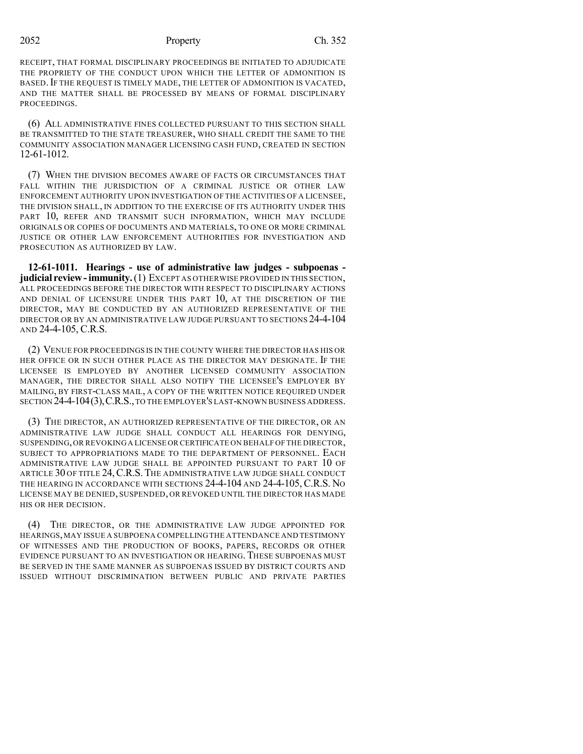RECEIPT, THAT FORMAL DISCIPLINARY PROCEEDINGS BE INITIATED TO ADJUDICATE THE PROPRIETY OF THE CONDUCT UPON WHICH THE LETTER OF ADMONITION IS BASED. IF THE REQUEST IS TIMELY MADE, THE LETTER OF ADMONITION IS VACATED, AND THE MATTER SHALL BE PROCESSED BY MEANS OF FORMAL DISCIPLINARY PROCEEDINGS.

(6) ALL ADMINISTRATIVE FINES COLLECTED PURSUANT TO THIS SECTION SHALL BE TRANSMITTED TO THE STATE TREASURER, WHO SHALL CREDIT THE SAME TO THE COMMUNITY ASSOCIATION MANAGER LICENSING CASH FUND, CREATED IN SECTION 12-61-1012.

(7) WHEN THE DIVISION BECOMES AWARE OF FACTS OR CIRCUMSTANCES THAT FALL WITHIN THE JURISDICTION OF A CRIMINAL JUSTICE OR OTHER LAW ENFORCEMENT AUTHORITY UPON INVESTIGATION OF THE ACTIVITIES OF A LICENSEE, THE DIVISION SHALL, IN ADDITION TO THE EXERCISE OF ITS AUTHORITY UNDER THIS PART 10, REFER AND TRANSMIT SUCH INFORMATION, WHICH MAY INCLUDE ORIGINALS OR COPIES OF DOCUMENTS AND MATERIALS, TO ONE OR MORE CRIMINAL JUSTICE OR OTHER LAW ENFORCEMENT AUTHORITIES FOR INVESTIGATION AND PROSECUTION AS AUTHORIZED BY LAW.

**12-61-1011. Hearings - use of administrative law judges - subpoenas - judicial review - immunity.** (1) EXCEPT AS OTHERWISE PROVIDED IN THIS SECTION, ALL PROCEEDINGS BEFORE THE DIRECTOR WITH RESPECT TO DISCIPLINARY ACTIONS AND DENIAL OF LICENSURE UNDER THIS PART 10, AT THE DISCRETION OF THE DIRECTOR, MAY BE CONDUCTED BY AN AUTHORIZED REPRESENTATIVE OF THE DIRECTOR OR BY AN ADMINISTRATIVE LAW JUDGE PURSUANT TO SECTIONS 24-4-104 AND 24-4-105, C.R.S.

(2) VENUE FOR PROCEEDINGS IS IN THE COUNTY WHERE THE DIRECTOR HAS HIS OR HER OFFICE OR IN SUCH OTHER PLACE AS THE DIRECTOR MAY DESIGNATE. IF THE LICENSEE IS EMPLOYED BY ANOTHER LICENSED COMMUNITY ASSOCIATION MANAGER, THE DIRECTOR SHALL ALSO NOTIFY THE LICENSEE'S EMPLOYER BY MAILING, BY FIRST-CLASS MAIL, A COPY OF THE WRITTEN NOTICE REQUIRED UNDER SECTION 24-4-104 (3), C.R.S., TO THE EMPLOYER'S LAST-KNOWN BUSINESS ADDRESS.

(3) THE DIRECTOR, AN AUTHORIZED REPRESENTATIVE OF THE DIRECTOR, OR AN ADMINISTRATIVE LAW JUDGE SHALL CONDUCT ALL HEARINGS FOR DENYING, SUSPENDING, OR REVOKING A LICENSE OR CERTIFICATE ON BEHALF OF THE DIRECTOR, SUBJECT TO APPROPRIATIONS MADE TO THE DEPARTMENT OF PERSONNEL. EACH ADMINISTRATIVE LAW JUDGE SHALL BE APPOINTED PURSUANT TO PART 10 OF ARTICLE 30 OF TITLE 24, C.R.S. THE ADMINISTRATIVE LAW JUDGE SHALL CONDUCT THE HEARING IN ACCORDANCE WITH SECTIONS 24-4-104 AND 24-4-105, C.R.S. NO LICENSE MAY BE DENIED, SUSPENDED, OR REVOKED UNTIL THE DIRECTOR HAS MADE HIS OR HER DECISION.

(4) THE DIRECTOR, OR THE ADMINISTRATIVE LAW JUDGE APPOINTED FOR HEARINGS, MAY ISSUE A SUBPOENA COMPELLING THE ATTENDANCE AND TESTIMONY OF WITNESSES AND THE PRODUCTION OF BOOKS, PAPERS, RECORDS OR OTHER EVIDENCE PURSUANT TO AN INVESTIGATION OR HEARING. THESE SUBPOENAS MUST BE SERVED IN THE SAME MANNER AS SUBPOENAS ISSUED BY DISTRICT COURTS AND ISSUED WITHOUT DISCRIMINATION BETWEEN PUBLIC AND PRIVATE PARTIES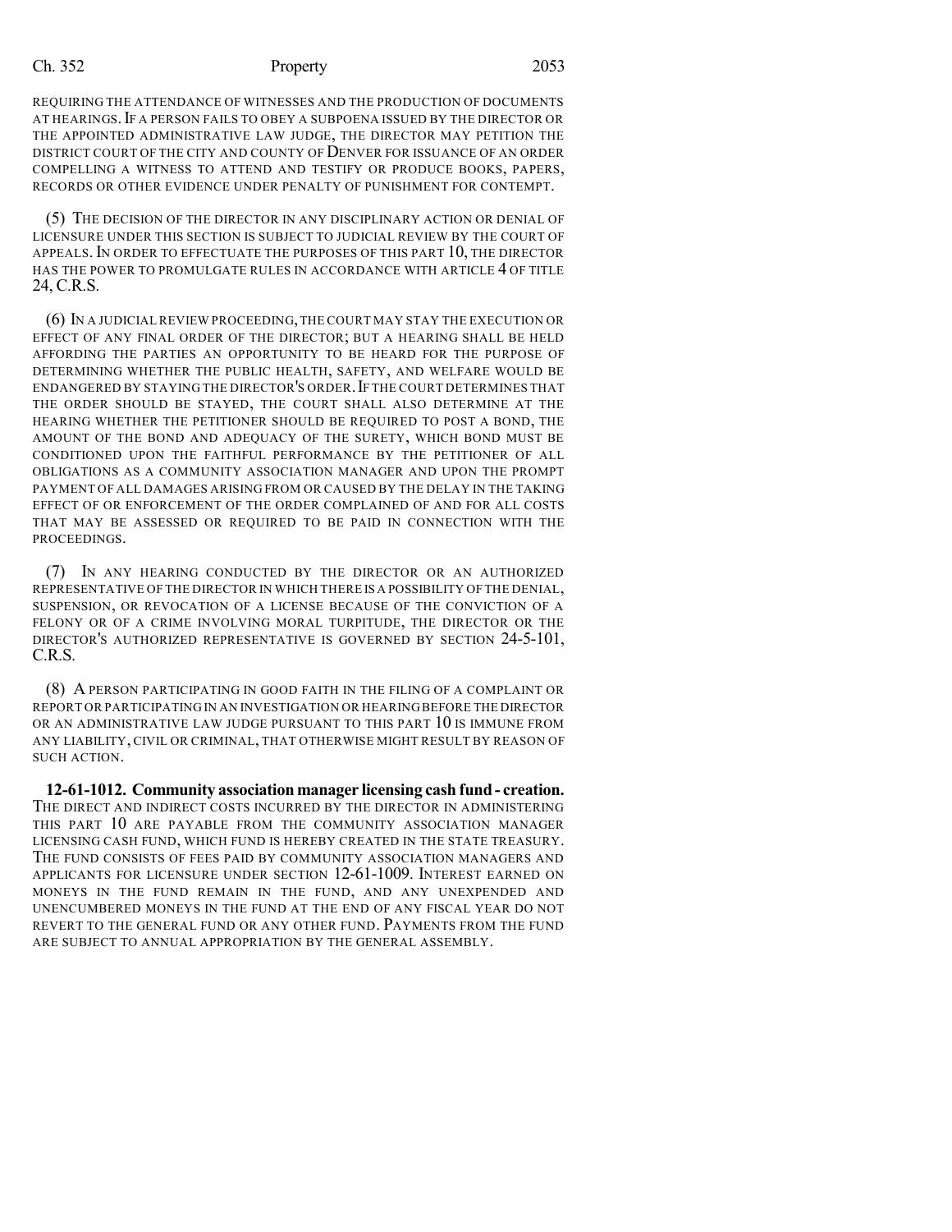REQUIRING THE ATTENDANCE OF WITNESSES AND THE PRODUCTION OF DOCUMENTS AT HEARINGS. IF A PERSON FAILS TO OBEY A SUBPOENA ISSUED BY THE DIRECTOR OR THE APPOINTED ADMINISTRATIVE LAW JUDGE, THE DIRECTOR MAY PETITION THE DISTRICT COURT OF THE CITY AND COUNTY OF DENVER FOR ISSUANCE OF AN ORDER COMPELLING A WITNESS TO ATTEND AND TESTIFY OR PRODUCE BOOKS, PAPERS, RECORDS OR OTHER EVIDENCE UNDER PENALTY OF PUNISHMENT FOR CONTEMPT.

(5) THE DECISION OF THE DIRECTOR IN ANY DISCIPLINARY ACTION OR DENIAL OF LICENSURE UNDER THIS SECTION IS SUBJECT TO JUDICIAL REVIEW BY THE COURT OF APPEALS. IN ORDER TO EFFECTUATE THE PURPOSES OF THIS PART 10, THE DIRECTOR HAS THE POWER TO PROMULGATE RULES IN ACCORDANCE WITH ARTICLE 4 OF TITLE 24, C.R.S.

(6) IN A JUDICIAL REVIEW PROCEEDING, THE COURT MAY STAY THE EXECUTION OR EFFECT OF ANY FINAL ORDER OF THE DIRECTOR; BUT A HEARING SHALL BE HELD AFFORDING THE PARTIES AN OPPORTUNITY TO BE HEARD FOR THE PURPOSE OF DETERMINING WHETHER THE PUBLIC HEALTH, SAFETY, AND WELFARE WOULD BE ENDANGERED BY STAYING THE DIRECTOR'S ORDER. IF THE COURT DETERMINES THAT THE ORDER SHOULD BE STAYED, THE COURT SHALL ALSO DETERMINE AT THE HEARING WHETHER THE PETITIONER SHOULD BE REQUIRED TO POST A BOND, THE AMOUNT OF THE BOND AND ADEQUACY OF THE SURETY, WHICH BOND MUST BE CONDITIONED UPON THE FAITHFUL PERFORMANCE BY THE PETITIONER OF ALL OBLIGATIONS AS A COMMUNITY ASSOCIATION MANAGER AND UPON THE PROMPT PAYMENT OF ALL DAMAGES ARISING FROM OR CAUSED BY THE DELAY IN THE TAKING EFFECT OF OR ENFORCEMENT OF THE ORDER COMPLAINED OF AND FOR ALL COSTS THAT MAY BE ASSESSED OR REQUIRED TO BE PAID IN CONNECTION WITH THE PROCEEDINGS.

(7) IN ANY HEARING CONDUCTED BY THE DIRECTOR OR AN AUTHORIZED REPRESENTATIVE OF THE DIRECTOR IN WHICH THERE IS A POSSIBILITY OF THE DENIAL, SUSPENSION, OR REVOCATION OF A LICENSE BECAUSE OF THE CONVICTION OF A FELONY OR OF A CRIME INVOLVING MORAL TURPITUDE, THE DIRECTOR OR THE DIRECTOR'S AUTHORIZED REPRESENTATIVE IS GOVERNED BY SECTION 24-5-101, C.R.S.

(8) A PERSON PARTICIPATING IN GOOD FAITH IN THE FILING OF A COMPLAINT OR REPORT OR PARTICIPATING IN AN INVESTIGATION OR HEARING BEFORE THE DIRECTOR OR AN ADMINISTRATIVE LAW JUDGE PURSUANT TO THIS PART 10 IS IMMUNE FROM ANY LIABILITY, CIVIL OR CRIMINAL, THAT OTHERWISE MIGHT RESULT BY REASON OF SUCH ACTION.

**12-61-1012. Community association manager licensing cash fund - creation.** THE DIRECT AND INDIRECT COSTS INCURRED BY THE DIRECTOR IN ADMINISTERING THIS PART 10 ARE PAYABLE FROM THE COMMUNITY ASSOCIATION MANAGER LICENSING CASH FUND, WHICH FUND IS HEREBY CREATED IN THE STATE TREASURY. THE FUND CONSISTS OF FEES PAID BY COMMUNITY ASSOCIATION MANAGERS AND APPLICANTS FOR LICENSURE UNDER SECTION 12-61-1009. INTEREST EARNED ON MONEYS IN THE FUND REMAIN IN THE FUND, AND ANY UNEXPENDED AND UNENCUMBERED MONEYS IN THE FUND AT THE END OF ANY FISCAL YEAR DO NOT REVERT TO THE GENERAL FUND OR ANY OTHER FUND. PAYMENTS FROM THE FUND ARE SUBJECT TO ANNUAL APPROPRIATION BY THE GENERAL ASSEMBLY.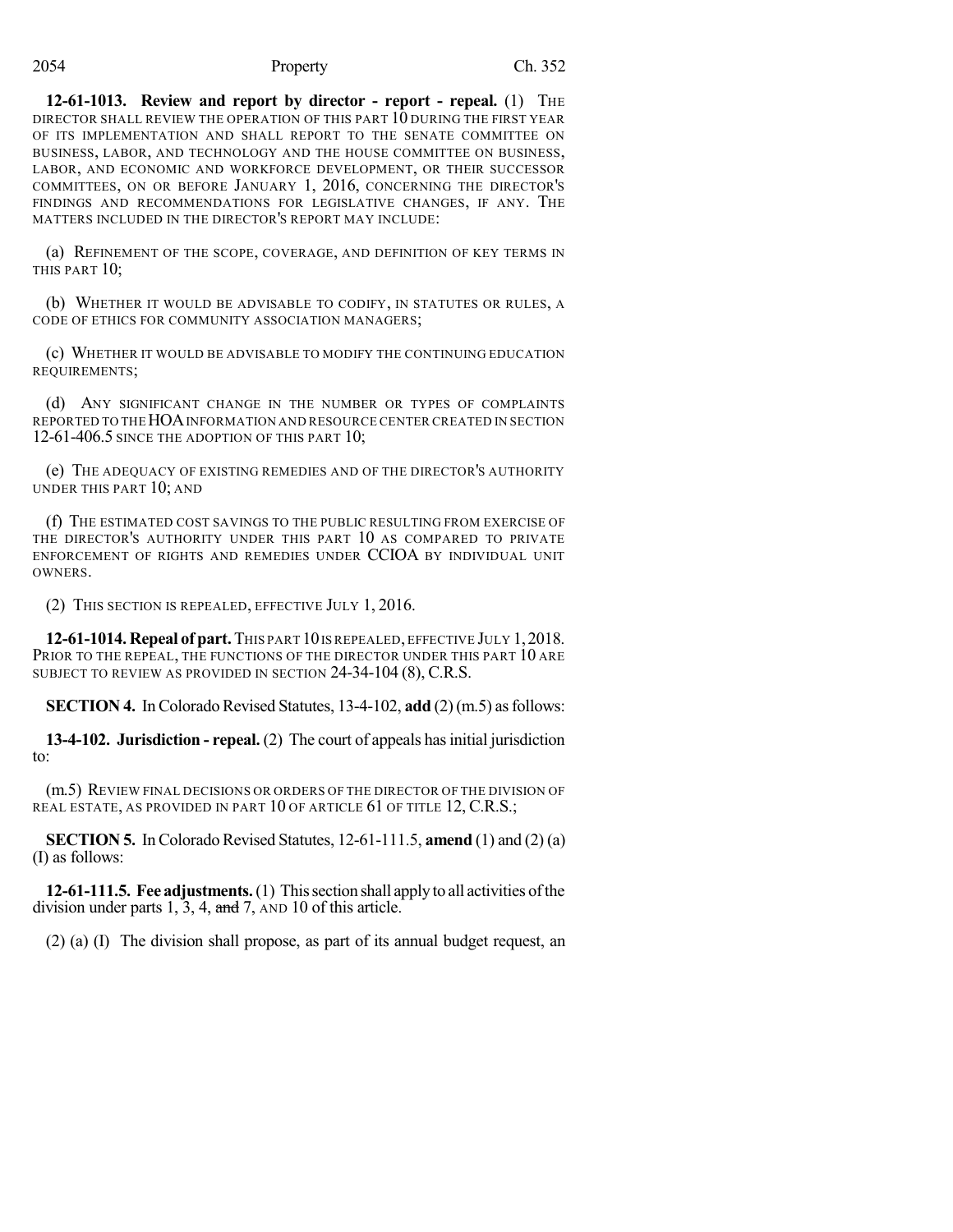**12-61-1013. Review and report by director - report - repeal.** (1) THE DIRECTOR SHALL REVIEW THE OPERATION OF THIS PART 10 DURING THE FIRST YEAR OF ITS IMPLEMENTATION AND SHALL REPORT TO THE SENATE COMMITTEE ON BUSINESS, LABOR, AND TECHNOLOGY AND THE HOUSE COMMITTEE ON BUSINESS, LABOR, AND ECONOMIC AND WORKFORCE DEVELOPMENT, OR THEIR SUCCESSOR COMMITTEES, ON OR BEFORE JANUARY 1, 2016, CONCERNING THE DIRECTOR'S FINDINGS AND RECOMMENDATIONS FOR LEGISLATIVE CHANGES, IF ANY. THE MATTERS INCLUDED IN THE DIRECTOR'S REPORT MAY INCLUDE:

(a) REFINEMENT OF THE SCOPE, COVERAGE, AND DEFINITION OF KEY TERMS IN THIS PART 10;

(b) WHETHER IT WOULD BE ADVISABLE TO CODIFY, IN STATUTES OR RULES, A CODE OF ETHICS FOR COMMUNITY ASSOCIATION MANAGERS;

(c) WHETHER IT WOULD BE ADVISABLE TO MODIFY THE CONTINUING EDUCATION REQUIREMENTS;

(d) ANY SIGNIFICANT CHANGE IN THE NUMBER OR TYPES OF COMPLAINTS REPORTED TO THE HOA INFORMATION AND RESOURCE CENTER CREATED IN SECTION 12-61-406.5 SINCE THE ADOPTION OF THIS PART 10;

(e) THE ADEQUACY OF EXISTING REMEDIES AND OF THE DIRECTOR'S AUTHORITY UNDER THIS PART 10; AND

(f) THE ESTIMATED COST SAVINGS TO THE PUBLIC RESULTING FROM EXERCISE OF THE DIRECTOR'S AUTHORITY UNDER THIS PART 10 AS COMPARED TO PRIVATE ENFORCEMENT OF RIGHTS AND REMEDIES UNDER CCIOA BY INDIVIDUAL UNIT OWNERS.

(2) THIS SECTION IS REPEALED, EFFECTIVE JULY 1, 2016.

**12-61-1014. Repeal of part.** THIS PART 10 IS REPEALED, EFFECTIVE JULY 1, 2018. PRIOR TO THE REPEAL, THE FUNCTIONS OF THE DIRECTOR UNDER THIS PART 10 ARE SUBJECT TO REVIEW AS PROVIDED IN SECTION 24-34-104 (8), C.R.S.

**SECTION 4.** In Colorado Revised Statutes, 13-4-102, **add** (2) (m.5) as follows:

**13-4-102. Jurisdiction - repeal.** (2) The court of appeals has initial jurisdiction to:

(m.5) REVIEW FINAL DECISIONS OR ORDERS OF THE DIRECTOR OF THE DIVISION OF REAL ESTATE, AS PROVIDED IN PART 10 OF ARTICLE 61 OF TITLE 12, C.R.S.;

**SECTION 5.** In Colorado Revised Statutes, 12-61-111.5, **amend** (1) and (2) (a) (I) as follows:

**12-61-111.5. Fee adjustments.** (1) This section shall apply to all activities of the division under parts 1, 3, 4, ~~and~~ 7, AND 10 of this article.

(2) (a) (I) The division shall propose, as part of its annual budget request, an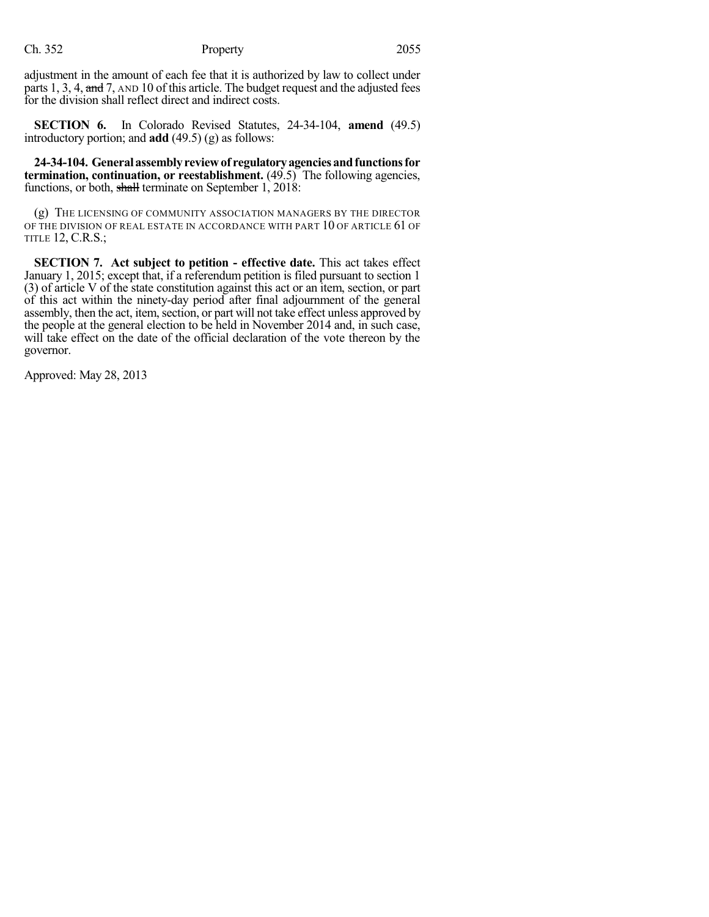adjustment in the amount of each fee that it is authorized by law to collect under parts 1, 3, 4, ~~and~~ 7, AND 10 of this article. The budget request and the adjusted fees for the division shall reflect direct and indirect costs.

**SECTION 6.** In Colorado Revised Statutes, 24-34-104, **amend** (49.5) introductory portion; and **add** (49.5) (g) as follows:

**24-34-104. General assembly review of regulatory agencies and functions for termination, continuation, or reestablishment.** (49.5) The following agencies, functions, or both, ~~shall~~ terminate on September 1, 2018:

(g) THE LICENSING OF COMMUNITY ASSOCIATION MANAGERS BY THE DIRECTOR OF THE DIVISION OF REAL ESTATE IN ACCORDANCE WITH PART 10 OF ARTICLE 61 OF TITLE 12, C.R.S.;

**SECTION 7. Act subject to petition - effective date.** This act takes effect January 1, 2015; except that, if a referendum petition is filed pursuant to section 1 (3) of article V of the state constitution against this act or an item, section, or part of this act within the ninety-day period after final adjournment of the general assembly, then the act, item, section, or part will not take effect unless approved by the people at the general election to be held in November 2014 and, in such case, will take effect on the date of the official declaration of the vote thereon by the governor.

Approved: May 28, 2013